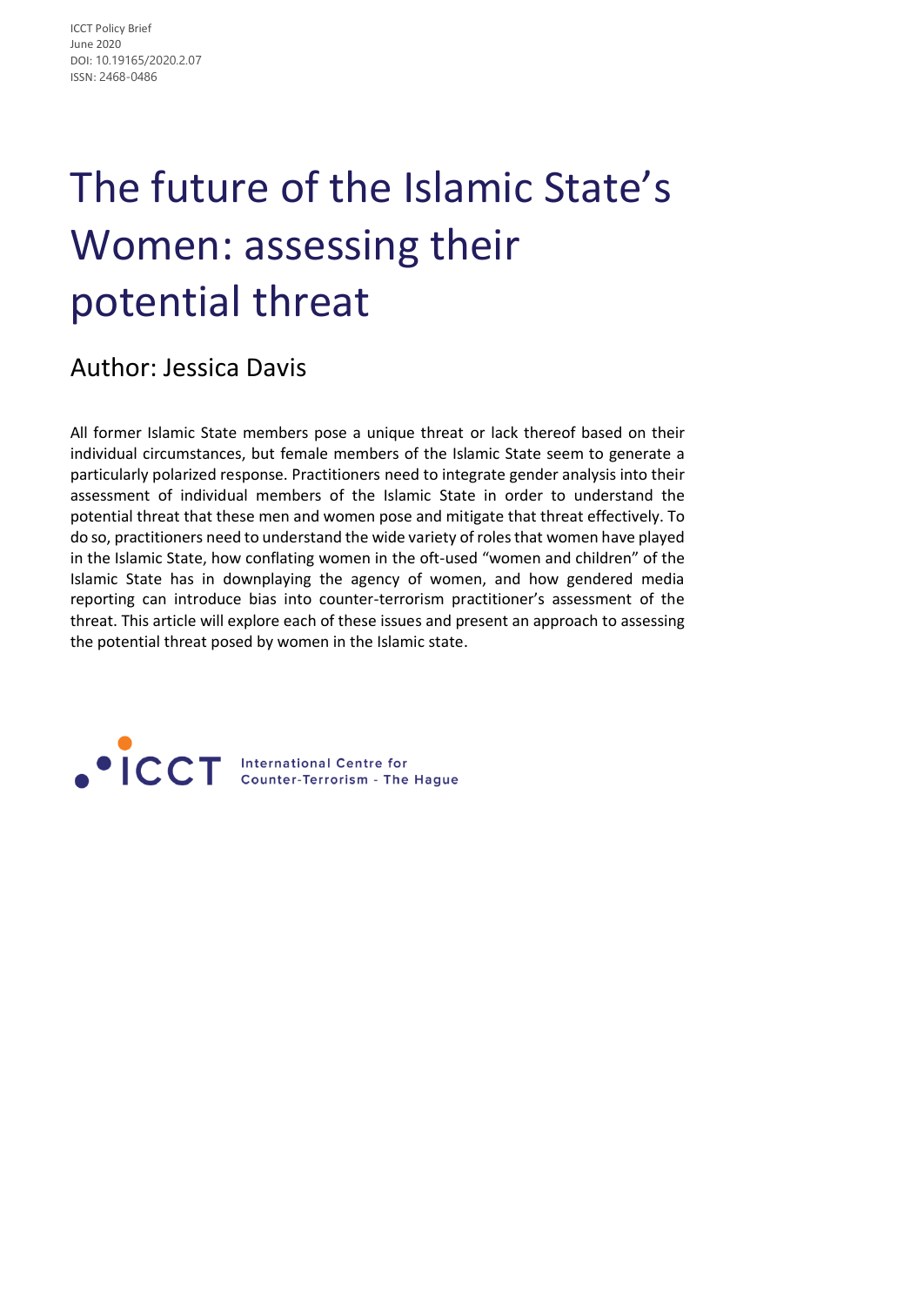ICCT Policy Brief
June 2020
DOI: 10.19165/2020.2.07
ISSN: 2468-0486

# The future of the Islamic State's Women: assessing their potential threat

## Author: Jessica Davis

All former Islamic State members pose a unique threat or lack thereof based on their individual circumstances, but female members of the Islamic State seem to generate a particularly polarized response. Practitioners need to integrate gender analysis into their assessment of individual members of the Islamic State in order to understand the potential threat that these men and women pose and mitigate that threat effectively. To do so, practitioners need to understand the wide variety of roles that women have played in the Islamic State, how conflating women in the oft-used "women and children" of the Islamic State has in downplaying the agency of women, and how gendered media reporting can introduce bias into counter-terrorism practitioner's assessment of the threat. This article will explore each of these issues and present an approach to assessing the potential threat posed by women in the Islamic state.

ICCT International Centre for Counter-Terrorism - The Hague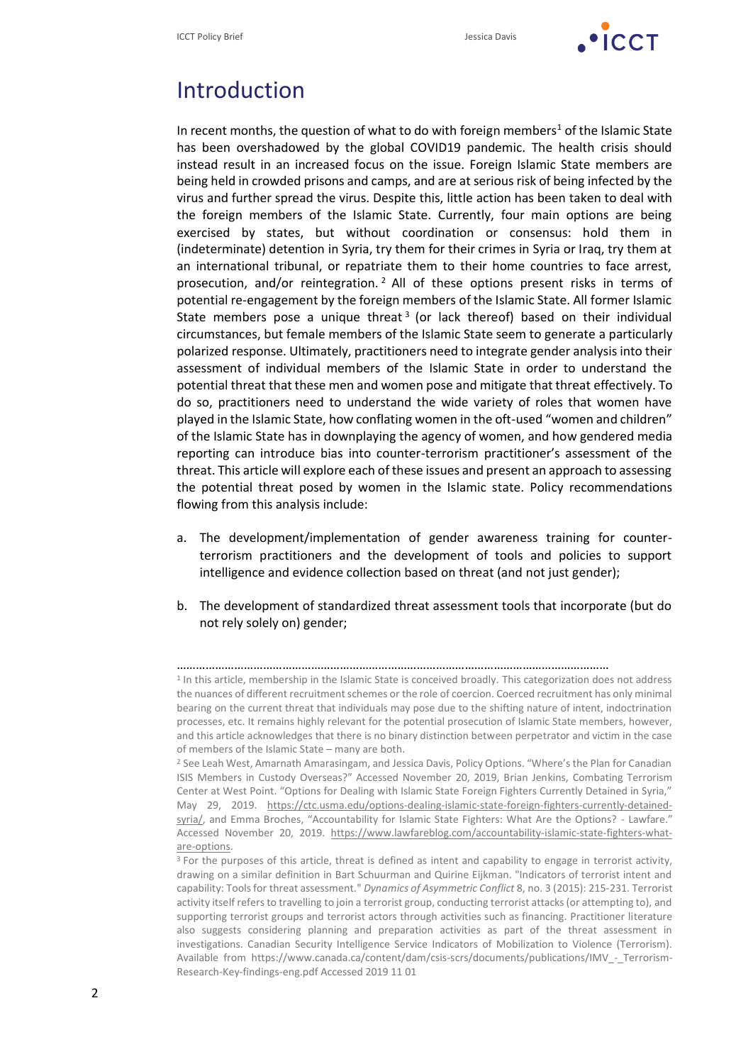# Introduction

In recent months, the question of what to do with foreign members[1] of the Islamic State has been overshadowed by the global COVID19 pandemic. The health crisis should instead result in an increased focus on the issue. Foreign Islamic State members are being held in crowded prisons and camps, and are at serious risk of being infected by the virus and further spread the virus. Despite this, little action has been taken to deal with the foreign members of the Islamic State. Currently, four main options are being exercised by states, but without coordination or consensus: hold them in (indeterminate) detention in Syria, try them for their crimes in Syria or Iraq, try them at an international tribunal, or repatriate them to their home countries to face arrest, prosecution, and/or reintegration.[2] All of these options present risks in terms of potential re-engagement by the foreign members of the Islamic State. All former Islamic State members pose a unique threat[3] (or lack thereof) based on their individual circumstances, but female members of the Islamic State seem to generate a particularly polarized response. Ultimately, practitioners need to integrate gender analysis into their assessment of individual members of the Islamic State in order to understand the potential threat that these men and women pose and mitigate that threat effectively. To do so, practitioners need to understand the wide variety of roles that women have played in the Islamic State, how conflating women in the oft-used "women and children" of the Islamic State has in downplaying the agency of women, and how gendered media reporting can introduce bias into counter-terrorism practitioner's assessment of the threat. This article will explore each of these issues and present an approach to assessing the potential threat posed by women in the Islamic state. Policy recommendations flowing from this analysis include:

a. The development/implementation of gender awareness training for counter-terrorism practitioners and the development of tools and policies to support intelligence and evidence collection based on threat (and not just gender);

b. The development of standardized threat assessment tools that incorporate (but do not rely solely on) gender;

---

[1] In this article, membership in the Islamic State is conceived broadly. This categorization does not address the nuances of different recruitment schemes or the role of coercion. Coerced recruitment has only minimal bearing on the current threat that individuals may pose due to the shifting nature of intent, indoctrination processes, etc. It remains highly relevant for the potential prosecution of Islamic State members, however, and this article acknowledges that there is no binary distinction between perpetrator and victim in the case of members of the Islamic State – many are both.

[2] See Leah West, Amarnath Amarasingam, and Jessica Davis, Policy Options. "Where's the Plan for Canadian ISIS Members in Custody Overseas?" Accessed November 20, 2019, Brian Jenkins, Combating Terrorism Center at West Point. "Options for Dealing with Islamic State Foreign Fighters Currently Detained in Syria," May 29, 2019. https://ctc.usma.edu/options-dealing-islamic-state-foreign-fighters-currently-detained-syria/, and Emma Broches, "Accountability for Islamic State Fighters: What Are the Options? - Lawfare." Accessed November 20, 2019. https://www.lawfareblog.com/accountability-islamic-state-fighters-what-are-options.

[3] For the purposes of this article, threat is defined as intent and capability to engage in terrorist activity, drawing on a similar definition in Bart Schuurman and Quirine Eijkman. "Indicators of terrorist intent and capability: Tools for threat assessment." *Dynamics of Asymmetric Conflict* 8, no. 3 (2015): 215-231. Terrorist activity itself refers to travelling to join a terrorist group, conducting terrorist attacks (or attempting to), and supporting terrorist groups and terrorist actors through activities such as financing. Practitioner literature also suggests considering planning and preparation activities as part of the threat assessment in investigations. Canadian Security Intelligence Service Indicators of Mobilization to Violence (Terrorism). Available from https://www.canada.ca/content/dam/csis-scrs/documents/publications/IMV_-_Terrorism-Research-Key-findings-eng.pdf Accessed 2019 11 01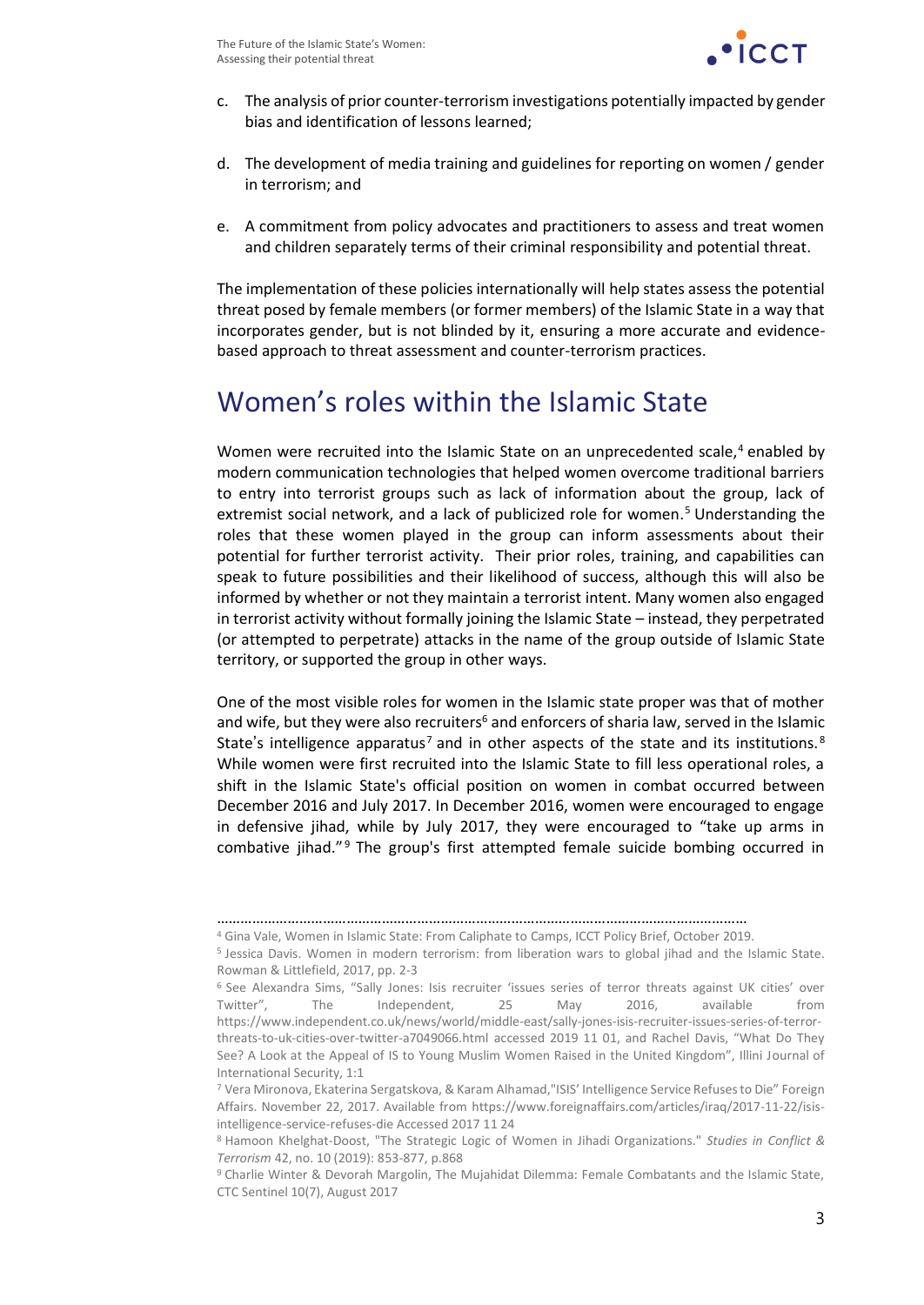c. The analysis of prior counter-terrorism investigations potentially impacted by gender bias and identification of lessons learned;

d. The development of media training and guidelines for reporting on women / gender in terrorism; and

e. A commitment from policy advocates and practitioners to assess and treat women and children separately terms of their criminal responsibility and potential threat.

The implementation of these policies internationally will help states assess the potential threat posed by female members (or former members) of the Islamic State in a way that incorporates gender, but is not blinded by it, ensuring a more accurate and evidence-based approach to threat assessment and counter-terrorism practices.

## Women's roles within the Islamic State

Women were recruited into the Islamic State on an unprecedented scale,[4] enabled by modern communication technologies that helped women overcome traditional barriers to entry into terrorist groups such as lack of information about the group, lack of extremist social network, and a lack of publicized role for women.[5] Understanding the roles that these women played in the group can inform assessments about their potential for further terrorist activity. Their prior roles, training, and capabilities can speak to future possibilities and their likelihood of success, although this will also be informed by whether or not they maintain a terrorist intent. Many women also engaged in terrorist activity without formally joining the Islamic State – instead, they perpetrated (or attempted to perpetrate) attacks in the name of the group outside of Islamic State territory, or supported the group in other ways.

One of the most visible roles for women in the Islamic state proper was that of mother and wife, but they were also recruiters[6] and enforcers of sharia law, served in the Islamic State's intelligence apparatus[7] and in other aspects of the state and its institutions.[8] While women were first recruited into the Islamic State to fill less operational roles, a shift in the Islamic State's official position on women in combat occurred between December 2016 and July 2017. In December 2016, women were encouraged to engage in defensive jihad, while by July 2017, they were encouraged to "take up arms in combative jihad."[9] The group's first attempted female suicide bombing occurred in

---

[4] Gina Vale, Women in Islamic State: From Caliphate to Camps, ICCT Policy Brief, October 2019.

[5] Jessica Davis. Women in modern terrorism: from liberation wars to global jihad and the Islamic State. Rowman & Littlefield, 2017, pp. 2-3

[6] See Alexandra Sims, "Sally Jones: Isis recruiter 'issues series of terror threats against UK cities' over Twitter", The Independent, 25 May 2016, available from https://www.independent.co.uk/news/world/middle-east/sally-jones-isis-recruiter-issues-series-of-terror-threats-to-uk-cities-over-twitter-a7049066.html accessed 2019 11 01, and Rachel Davis, "What Do They See? A Look at the Appeal of IS to Young Muslim Women Raised in the United Kingdom", Illini Journal of International Security, 1:1

[7] Vera Mironova, Ekaterina Sergatskova, & Karam Alhamad,"ISIS' Intelligence Service Refuses to Die" Foreign Affairs. November 22, 2017. Available from https://www.foreignaffairs.com/articles/iraq/2017-11-22/isis-intelligence-service-refuses-die Accessed 2017 11 24

[8] Hamoon Khelghat-Doost, "The Strategic Logic of Women in Jihadi Organizations." *Studies in Conflict & Terrorism* 42, no. 10 (2019): 853-877, p.868

[9] Charlie Winter & Devorah Margolin, The Mujahidat Dilemma: Female Combatants and the Islamic State, CTC Sentinel 10(7), August 2017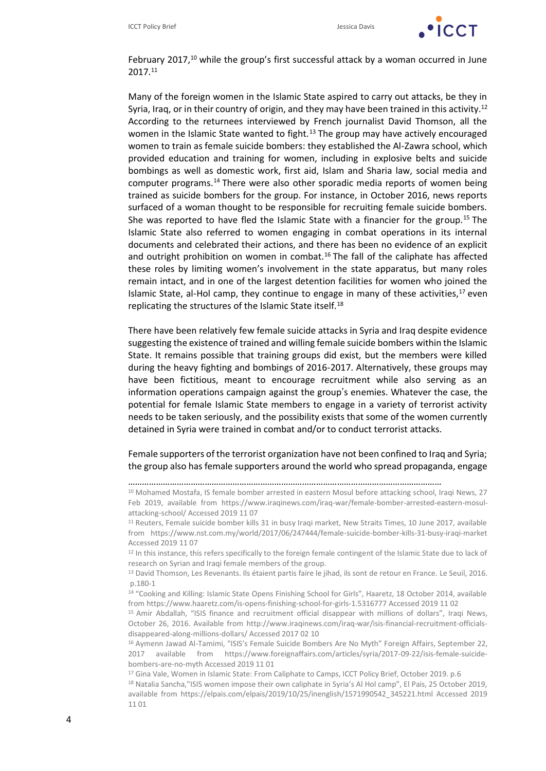February 2017,[10] while the group's first successful attack by a woman occurred in June 2017.[11]

Many of the foreign women in the Islamic State aspired to carry out attacks, be they in Syria, Iraq, or in their country of origin, and they may have been trained in this activity.[12] According to the returnees interviewed by French journalist David Thomson, all the women in the Islamic State wanted to fight.[13] The group may have actively encouraged women to train as female suicide bombers: they established the Al-Zawra school, which provided education and training for women, including in explosive belts and suicide bombings as well as domestic work, first aid, Islam and Sharia law, social media and computer programs.[14] There were also other sporadic media reports of women being trained as suicide bombers for the group. For instance, in October 2016, news reports surfaced of a woman thought to be responsible for recruiting female suicide bombers. She was reported to have fled the Islamic State with a financier for the group.[15] The Islamic State also referred to women engaging in combat operations in its internal documents and celebrated their actions, and there has been no evidence of an explicit and outright prohibition on women in combat.[16] The fall of the caliphate has affected these roles by limiting women's involvement in the state apparatus, but many roles remain intact, and in one of the largest detention facilities for women who joined the Islamic State, al-Hol camp, they continue to engage in many of these activities,[17] even replicating the structures of the Islamic State itself.[18]

There have been relatively few female suicide attacks in Syria and Iraq despite evidence suggesting the existence of trained and willing female suicide bombers within the Islamic State. It remains possible that training groups did exist, but the members were killed during the heavy fighting and bombings of 2016-2017. Alternatively, these groups may have been fictitious, meant to encourage recruitment while also serving as an information operations campaign against the group's enemies. Whatever the case, the potential for female Islamic State members to engage in a variety of terrorist activity needs to be taken seriously, and the possibility exists that some of the women currently detained in Syria were trained in combat and/or to conduct terrorist attacks.

Female supporters of the terrorist organization have not been confined to Iraq and Syria; the group also has female supporters around the world who spread propaganda, engage

---

[10] Mohamed Mostafa, IS female bomber arrested in eastern Mosul before attacking school, Iraqi News, 27 Feb 2019, available from https://www.iraqinews.com/iraq-war/female-bomber-arrested-eastern-mosul-attacking-school/ Accessed 2019 11 07

[11] Reuters, Female suicide bomber kills 31 in busy Iraqi market, New Straits Times, 10 June 2017, available from https://www.nst.com.my/world/2017/06/247444/female-suicide-bomber-kills-31-busy-iraqi-market Accessed 2019 11 07

[12] In this instance, this refers specifically to the foreign female contingent of the Islamic State due to lack of research on Syrian and Iraqi female members of the group.

[13] David Thomson, Les Revenants. Ils étaient partis faire le jihad, ils sont de retour en France. Le Seuil, 2016. p.180-1

[14] "Cooking and Killing: Islamic State Opens Finishing School for Girls", Haaretz, 18 October 2014, available from https://www.haaretz.com/is-opens-finishing-school-for-girls-1.5316777 Accessed 2019 11 02

[15] Amir Abdallah, "ISIS finance and recruitment official disappear with millions of dollars", Iraqi News, October 26, 2016. Available from http://www.iraqinews.com/iraq-war/isis-financial-recruitment-officials-disappeared-along-millions-dollars/ Accessed 2017 02 10

[16] Aymenn Jawad Al-Tamimi, "ISIS's Female Suicide Bombers Are No Myth" Foreign Affairs, September 22, 2017 available from https://www.foreignaffairs.com/articles/syria/2017-09-22/isis-female-suicide-bombers-are-no-myth Accessed 2019 11 01

[17] Gina Vale, Women in Islamic State: From Caliphate to Camps, ICCT Policy Brief, October 2019. p.6

[18] Natalia Sancha,"ISIS women impose their own caliphate in Syria's Al Hol camp", El Pais, 25 October 2019, available from https://elpais.com/elpais/2019/10/25/inenglish/1571990542_345221.html Accessed 2019 11 01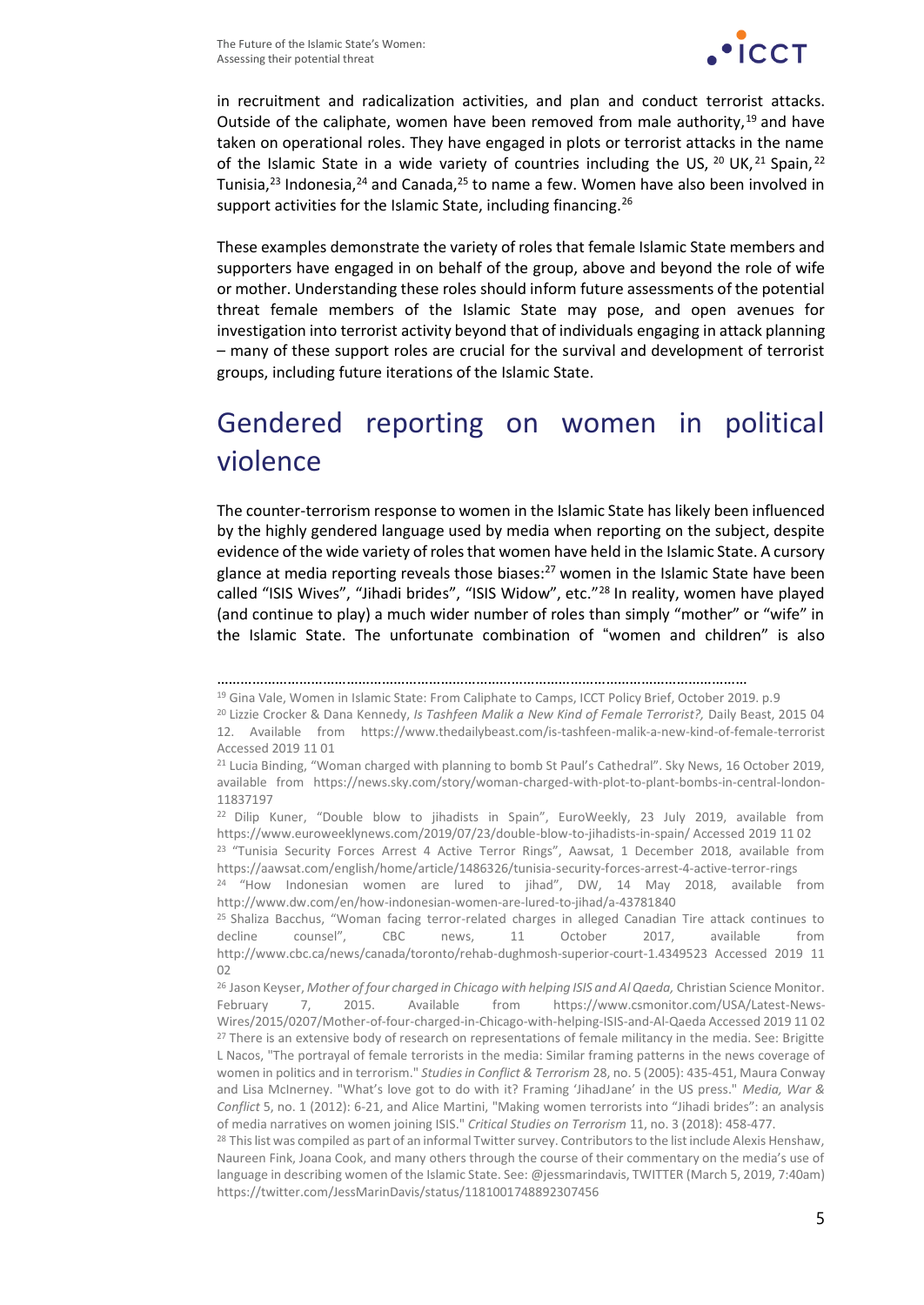in recruitment and radicalization activities, and plan and conduct terrorist attacks. Outside of the caliphate, women have been removed from male authority,[19] and have taken on operational roles. They have engaged in plots or terrorist attacks in the name of the Islamic State in a wide variety of countries including the US, [20] UK,[21] Spain,[22] Tunisia,[23] Indonesia,[24] and Canada,[25] to name a few. Women have also been involved in support activities for the Islamic State, including financing.[26]

These examples demonstrate the variety of roles that female Islamic State members and supporters have engaged in on behalf of the group, above and beyond the role of wife or mother. Understanding these roles should inform future assessments of the potential threat female members of the Islamic State may pose, and open avenues for investigation into terrorist activity beyond that of individuals engaging in attack planning – many of these support roles are crucial for the survival and development of terrorist groups, including future iterations of the Islamic State.

# Gendered reporting on women in political violence

The counter-terrorism response to women in the Islamic State has likely been influenced by the highly gendered language used by media when reporting on the subject, despite evidence of the wide variety of roles that women have held in the Islamic State. A cursory glance at media reporting reveals those biases:[27] women in the Islamic State have been called "ISIS Wives", "Jihadi brides", "ISIS Widow", etc."[28] In reality, women have played (and continue to play) a much wider number of roles than simply "mother" or "wife" in the Islamic State. The unfortunate combination of "women and children" is also

---

[19] Gina Vale, Women in Islamic State: From Caliphate to Camps, ICCT Policy Brief, October 2019. p.9

[20] Lizzie Crocker & Dana Kennedy, *Is Tashfeen Malik a New Kind of Female Terrorist?,* Daily Beast, 2015 04 12. Available from https://www.thedailybeast.com/is-tashfeen-malik-a-new-kind-of-female-terrorist Accessed 2019 11 01

[21] Lucia Binding, "Woman charged with planning to bomb St Paul's Cathedral". Sky News, 16 October 2019, available from https://news.sky.com/story/woman-charged-with-plot-to-plant-bombs-in-central-london-11837197

[22] Dilip Kuner, "Double blow to jihadists in Spain", EuroWeekly, 23 July 2019, available from https://www.euroweeklynews.com/2019/07/23/double-blow-to-jihadists-in-spain/ Accessed 2019 11 02

[23] "Tunisia Security Forces Arrest 4 Active Terror Rings", Aawsat, 1 December 2018, available from https://aawsat.com/english/home/article/1486326/tunisia-security-forces-arrest-4-active-terror-rings

[24] "How Indonesian women are lured to jihad", DW, 14 May 2018, available from http://www.dw.com/en/how-indonesian-women-are-lured-to-jihad/a-43781840

[25] Shaliza Bacchus, "Woman facing terror-related charges in alleged Canadian Tire attack continues to decline counsel", CBC news, 11 October 2017, available from http://www.cbc.ca/news/canada/toronto/rehab-dughmosh-superior-court-1.4349523 Accessed 2019 11 02

[26] Jason Keyser, *Mother of four charged in Chicago with helping ISIS and Al Qaeda,* Christian Science Monitor. February 7, 2015. Available from https://www.csmonitor.com/USA/Latest-News-Wires/2015/0207/Mother-of-four-charged-in-Chicago-with-helping-ISIS-and-Al-Qaeda Accessed 2019 11 02

[27] There is an extensive body of research on representations of female militancy in the media. See: Brigitte L Nacos, "The portrayal of female terrorists in the media: Similar framing patterns in the news coverage of women in politics and in terrorism." *Studies in Conflict & Terrorism* 28, no. 5 (2005): 435-451, Maura Conway and Lisa McInerney. "What's love got to do with it? Framing 'JihadJane' in the US press." *Media, War & Conflict* 5, no. 1 (2012): 6-21, and Alice Martini, "Making women terrorists into "Jihadi brides": an analysis of media narratives on women joining ISIS." *Critical Studies on Terrorism* 11, no. 3 (2018): 458-477.

[28] This list was compiled as part of an informal Twitter survey. Contributors to the list include Alexis Henshaw, Naureen Fink, Joana Cook, and many others through the course of their commentary on the media's use of language in describing women of the Islamic State. See: @jessmarindavis, TWITTER (March 5, 2019, 7:40am) https://twitter.com/JessMarinDavis/status/1181001748892307456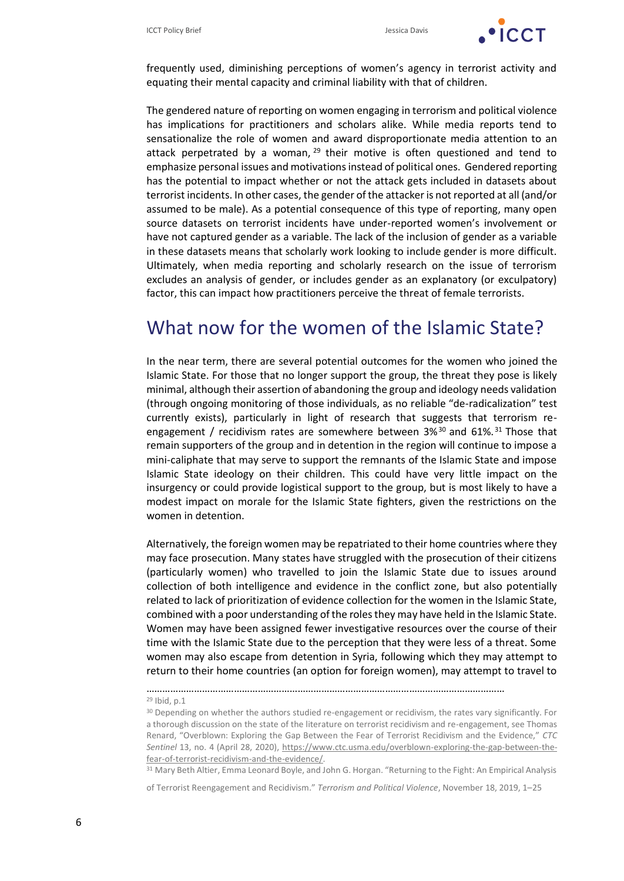frequently used, diminishing perceptions of women's agency in terrorist activity and equating their mental capacity and criminal liability with that of children.

The gendered nature of reporting on women engaging in terrorism and political violence has implications for practitioners and scholars alike. While media reports tend to sensationalize the role of women and award disproportionate media attention to an attack perpetrated by a woman, [29] their motive is often questioned and tend to emphasize personal issues and motivations instead of political ones. Gendered reporting has the potential to impact whether or not the attack gets included in datasets about terrorist incidents. In other cases, the gender of the attacker is not reported at all (and/or assumed to be male). As a potential consequence of this type of reporting, many open source datasets on terrorist incidents have under-reported women's involvement or have not captured gender as a variable. The lack of the inclusion of gender as a variable in these datasets means that scholarly work looking to include gender is more difficult. Ultimately, when media reporting and scholarly research on the issue of terrorism excludes an analysis of gender, or includes gender as an explanatory (or exculpatory) factor, this can impact how practitioners perceive the threat of female terrorists.

## What now for the women of the Islamic State?

In the near term, there are several potential outcomes for the women who joined the Islamic State. For those that no longer support the group, the threat they pose is likely minimal, although their assertion of abandoning the group and ideology needs validation (through ongoing monitoring of those individuals, as no reliable "de-radicalization" test currently exists), particularly in light of research that suggests that terrorism re-engagement / recidivism rates are somewhere between 3%[30] and 61%.[31] Those that remain supporters of the group and in detention in the region will continue to impose a mini-caliphate that may serve to support the remnants of the Islamic State and impose Islamic State ideology on their children. This could have very little impact on the insurgency or could provide logistical support to the group, but is most likely to have a modest impact on morale for the Islamic State fighters, given the restrictions on the women in detention.

Alternatively, the foreign women may be repatriated to their home countries where they may face prosecution. Many states have struggled with the prosecution of their citizens (particularly women) who travelled to join the Islamic State due to issues around collection of both intelligence and evidence in the conflict zone, but also potentially related to lack of prioritization of evidence collection for the women in the Islamic State, combined with a poor understanding of the roles they may have held in the Islamic State. Women may have been assigned fewer investigative resources over the course of their time with the Islamic State due to the perception that they were less of a threat. Some women may also escape from detention in Syria, following which they may attempt to return to their home countries (an option for foreign women), may attempt to travel to

---

[29] Ibid, p.1

[30] Depending on whether the authors studied re-engagement or recidivism, the rates vary significantly. For a thorough discussion on the state of the literature on terrorist recidivism and re-engagement, see Thomas Renard, "Overblown: Exploring the Gap Between the Fear of Terrorist Recidivism and the Evidence," *CTC Sentinel* 13, no. 4 (April 28, 2020), https://www.ctc.usma.edu/overblown-exploring-the-gap-between-the-fear-of-terrorist-recidivism-and-the-evidence/.

[31] Mary Beth Altier, Emma Leonard Boyle, and John G. Horgan. "Returning to the Fight: An Empirical Analysis of Terrorist Reengagement and Recidivism." *Terrorism and Political Violence*, November 18, 2019, 1–25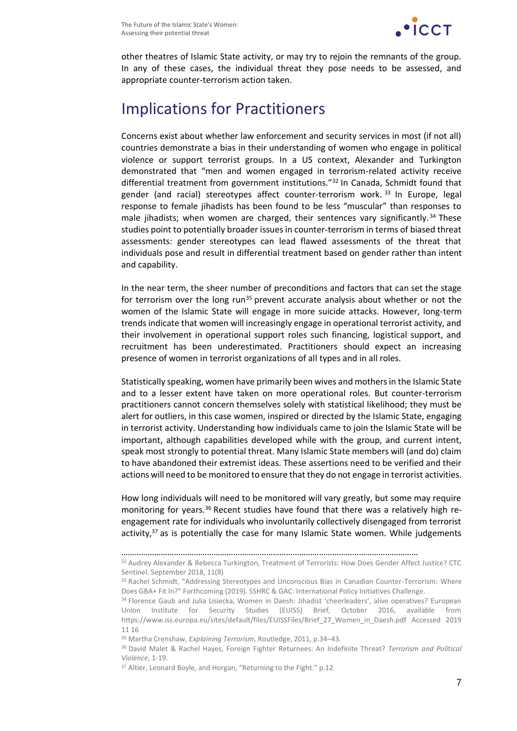other theatres of Islamic State activity, or may try to rejoin the remnants of the group. In any of these cases, the individual threat they pose needs to be assessed, and appropriate counter-terrorism action taken.

# Implications for Practitioners

Concerns exist about whether law enforcement and security services in most (if not all) countries demonstrate a bias in their understanding of women who engage in political violence or support terrorist groups. In a US context, Alexander and Turkington demonstrated that "men and women engaged in terrorism-related activity receive differential treatment from government institutions."[32] In Canada, Schmidt found that gender (and racial) stereotypes affect counter-terrorism work.[33] In Europe, legal response to female jihadists has been found to be less "muscular" than responses to male jihadists; when women are charged, their sentences vary significantly.[34] These studies point to potentially broader issues in counter-terrorism in terms of biased threat assessments: gender stereotypes can lead flawed assessments of the threat that individuals pose and result in differential treatment based on gender rather than intent and capability.

In the near term, the sheer number of preconditions and factors that can set the stage for terrorism over the long run[35] prevent accurate analysis about whether or not the women of the Islamic State will engage in more suicide attacks. However, long-term trends indicate that women will increasingly engage in operational terrorist activity, and their involvement in operational support roles such financing, logistical support, and recruitment has been underestimated. Practitioners should expect an increasing presence of women in terrorist organizations of all types and in all roles.

Statistically speaking, women have primarily been wives and mothers in the Islamic State and to a lesser extent have taken on more operational roles. But counter-terrorism practitioners cannot concern themselves solely with statistical likelihood; they must be alert for outliers, in this case women, inspired or directed by the Islamic State, engaging in terrorist activity. Understanding how individuals came to join the Islamic State will be important, although capabilities developed while with the group, and current intent, speak most strongly to potential threat. Many Islamic State members will (and do) claim to have abandoned their extremist ideas. These assertions need to be verified and their actions will need to be monitored to ensure that they do not engage in terrorist activities.

How long individuals will need to be monitored will vary greatly, but some may require monitoring for years.[36] Recent studies have found that there was a relatively high re-engagement rate for individuals who involuntarily collectively disengaged from terrorist activity,[37] as is potentially the case for many Islamic State women. While judgements

---

[32] Audrey Alexander & Rebecca Turkington, Treatment of Terrorists: How Does Gender Affect Justice? CTC Sentinel. September 2018, 11(8)

[33] Rachel Schmidt, "Addressing Stereotypes and Unconscious Bias in Canadian Counter-Terrorism: Where Does GBA+ Fit In?" Forthcoming (2019). SSHRC & GAC: International Policy Initiatives Challenge.

[34] Florence Gaub and Julia Lisiecka, Women in Daesh: Jihadist 'cheerleaders', alive operatives? European Union Institute for Security Studies (EUISS) Brief, October 2016, available from https://www.iss.europa.eu/sites/default/files/EUISSFiles/Brief_27_Women_in_Daesh.pdf Accessed 2019 11 16

[35] Martha Crenshaw, *Explaining Terrorism*, Routledge, 2011, p.34–43.

[36] David Malet & Rachel Hayes, Foreign Fighter Returnees: An Indefinite Threat? *Terrorism and Political Violence*, 1-19.

[37] Altier, Leonard Boyle, and Horgan, "Returning to the Fight." p.12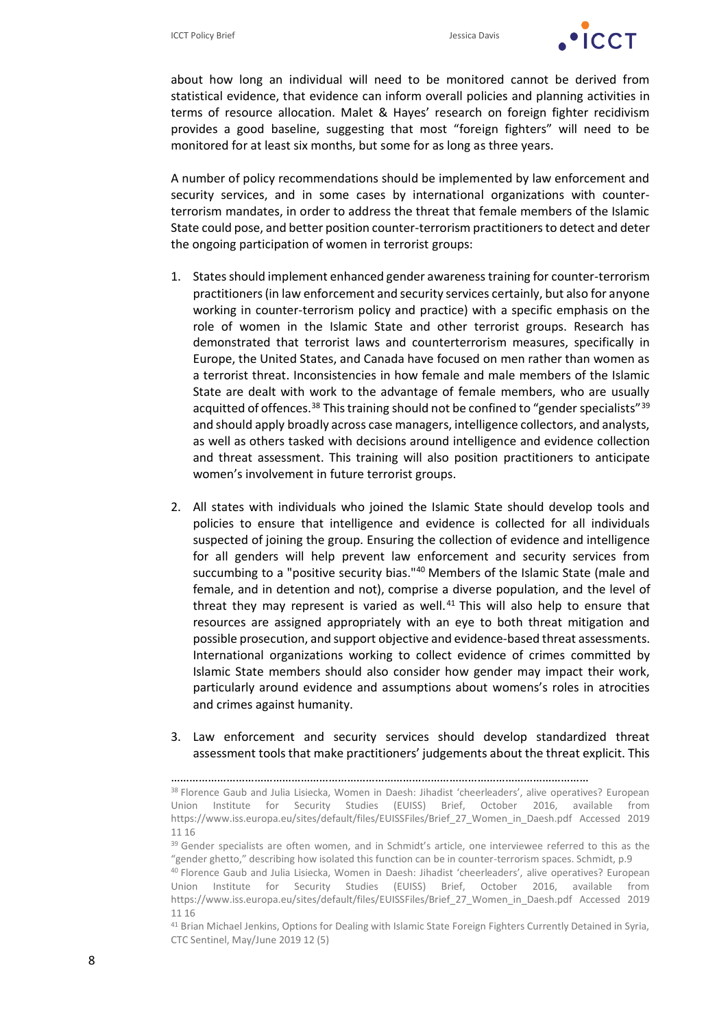about how long an individual will need to be monitored cannot be derived from statistical evidence, that evidence can inform overall policies and planning activities in terms of resource allocation. Malet & Hayes' research on foreign fighter recidivism provides a good baseline, suggesting that most "foreign fighters" will need to be monitored for at least six months, but some for as long as three years.

A number of policy recommendations should be implemented by law enforcement and security services, and in some cases by international organizations with counter-terrorism mandates, in order to address the threat that female members of the Islamic State could pose, and better position counter-terrorism practitioners to detect and deter the ongoing participation of women in terrorist groups:

1. States should implement enhanced gender awareness training for counter-terrorism practitioners (in law enforcement and security services certainly, but also for anyone working in counter-terrorism policy and practice) with a specific emphasis on the role of women in the Islamic State and other terrorist groups. Research has demonstrated that terrorist laws and counterterrorism measures, specifically in Europe, the United States, and Canada have focused on men rather than women as a terrorist threat. Inconsistencies in how female and male members of the Islamic State are dealt with work to the advantage of female members, who are usually acquitted of offences.[38] This training should not be confined to "gender specialists"[39] and should apply broadly across case managers, intelligence collectors, and analysts, as well as others tasked with decisions around intelligence and evidence collection and threat assessment. This training will also position practitioners to anticipate women's involvement in future terrorist groups.

2. All states with individuals who joined the Islamic State should develop tools and policies to ensure that intelligence and evidence is collected for all individuals suspected of joining the group. Ensuring the collection of evidence and intelligence for all genders will help prevent law enforcement and security services from succumbing to a "positive security bias."[40] Members of the Islamic State (male and female, and in detention and not), comprise a diverse population, and the level of threat they may represent is varied as well.[41] This will also help to ensure that resources are assigned appropriately with an eye to both threat mitigation and possible prosecution, and support objective and evidence-based threat assessments. International organizations working to collect evidence of crimes committed by Islamic State members should also consider how gender may impact their work, particularly around evidence and assumptions about womens's roles in atrocities and crimes against humanity.

3. Law enforcement and security services should develop standardized threat assessment tools that make practitioners' judgements about the threat explicit. This

---

[38] Florence Gaub and Julia Lisiecka, Women in Daesh: Jihadist 'cheerleaders', alive operatives? European Union Institute for Security Studies (EUISS) Brief, October 2016, available from https://www.iss.europa.eu/sites/default/files/EUISSFiles/Brief_27_Women_in_Daesh.pdf Accessed 2019 11 16

[39] Gender specialists are often women, and in Schmidt's article, one interviewee referred to this as the "gender ghetto," describing how isolated this function can be in counter-terrorism spaces. Schmidt, p.9

[40] Florence Gaub and Julia Lisiecka, Women in Daesh: Jihadist 'cheerleaders', alive operatives? European Union Institute for Security Studies (EUISS) Brief, October 2016, available from https://www.iss.europa.eu/sites/default/files/EUISSFiles/Brief_27_Women_in_Daesh.pdf Accessed 2019 11 16

[41] Brian Michael Jenkins, Options for Dealing with Islamic State Foreign Fighters Currently Detained in Syria, CTC Sentinel, May/June 2019 12 (5)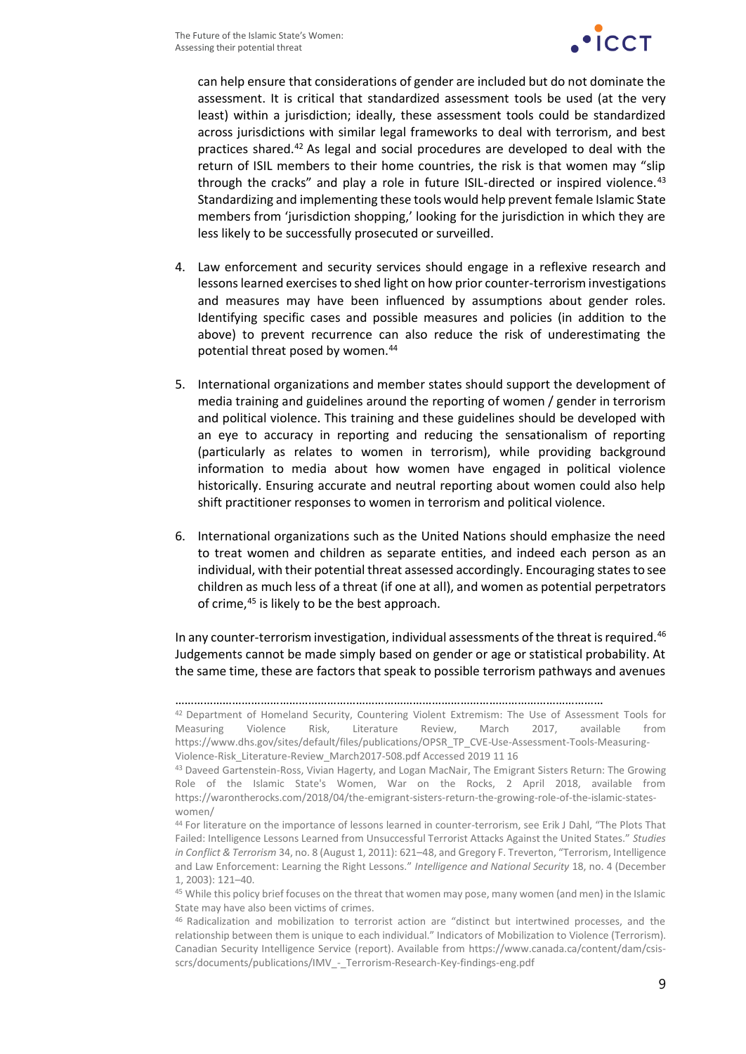can help ensure that considerations of gender are included but do not dominate the assessment. It is critical that standardized assessment tools be used (at the very least) within a jurisdiction; ideally, these assessment tools could be standardized across jurisdictions with similar legal frameworks to deal with terrorism, and best practices shared.[42] As legal and social procedures are developed to deal with the return of ISIL members to their home countries, the risk is that women may "slip through the cracks" and play a role in future ISIL-directed or inspired violence.[43] Standardizing and implementing these tools would help prevent female Islamic State members from 'jurisdiction shopping,' looking for the jurisdiction in which they are less likely to be successfully prosecuted or surveilled.

4. Law enforcement and security services should engage in a reflexive research and lessons learned exercises to shed light on how prior counter-terrorism investigations and measures may have been influenced by assumptions about gender roles. Identifying specific cases and possible measures and policies (in addition to the above) to prevent recurrence can also reduce the risk of underestimating the potential threat posed by women.[44]

5. International organizations and member states should support the development of media training and guidelines around the reporting of women / gender in terrorism and political violence. This training and these guidelines should be developed with an eye to accuracy in reporting and reducing the sensationalism of reporting (particularly as relates to women in terrorism), while providing background information to media about how women have engaged in political violence historically. Ensuring accurate and neutral reporting about women could also help shift practitioner responses to women in terrorism and political violence.

6. International organizations such as the United Nations should emphasize the need to treat women and children as separate entities, and indeed each person as an individual, with their potential threat assessed accordingly. Encouraging states to see children as much less of a threat (if one at all), and women as potential perpetrators of crime,[45] is likely to be the best approach.

In any counter-terrorism investigation, individual assessments of the threat is required.[46] Judgements cannot be made simply based on gender or age or statistical probability. At the same time, these are factors that speak to possible terrorism pathways and avenues

---

[42] Department of Homeland Security, Countering Violent Extremism: The Use of Assessment Tools for Measuring Violence Risk, Literature Review, March 2017, available from https://www.dhs.gov/sites/default/files/publications/OPSR_TP_CVE-Use-Assessment-Tools-Measuring-Violence-Risk_Literature-Review_March2017-508.pdf Accessed 2019 11 16

[43] Daveed Gartenstein-Ross, Vivian Hagerty, and Logan MacNair, The Emigrant Sisters Return: The Growing Role of the Islamic State's Women, War on the Rocks, 2 April 2018, available from https://warontherocks.com/2018/04/the-emigrant-sisters-return-the-growing-role-of-the-islamic-states-women/

[44] For literature on the importance of lessons learned in counter-terrorism, see Erik J Dahl, "The Plots That Failed: Intelligence Lessons Learned from Unsuccessful Terrorist Attacks Against the United States." *Studies in Conflict & Terrorism* 34, no. 8 (August 1, 2011): 621–48, and Gregory F. Treverton, "Terrorism, Intelligence and Law Enforcement: Learning the Right Lessons." *Intelligence and National Security* 18, no. 4 (December 1, 2003): 121–40.

[45] While this policy brief focuses on the threat that women may pose, many women (and men) in the Islamic State may have also been victims of crimes.

[46] Radicalization and mobilization to terrorist action are "distinct but intertwined processes, and the relationship between them is unique to each individual." Indicators of Mobilization to Violence (Terrorism). Canadian Security Intelligence Service (report). Available from https://www.canada.ca/content/dam/csis-scrs/documents/publications/IMV_-_Terrorism-Research-Key-findings-eng.pdf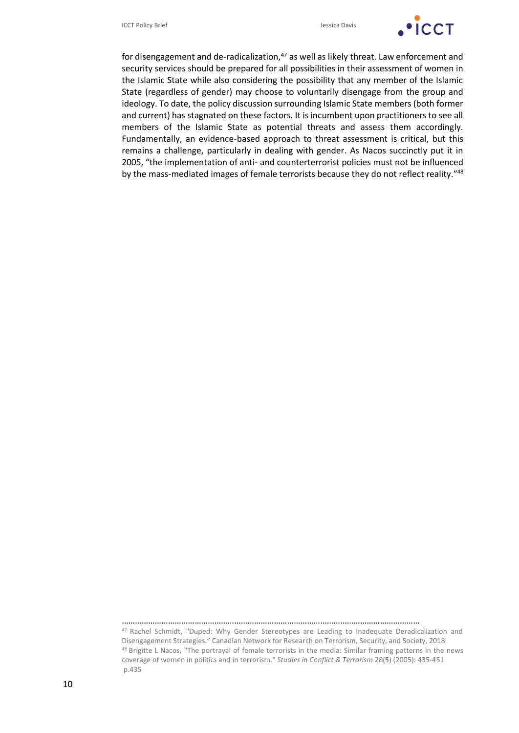for disengagement and de-radicalization,[47] as well as likely threat. Law enforcement and security services should be prepared for all possibilities in their assessment of women in the Islamic State while also considering the possibility that any member of the Islamic State (regardless of gender) may choose to voluntarily disengage from the group and ideology. To date, the policy discussion surrounding Islamic State members (both former and current) has stagnated on these factors. It is incumbent upon practitioners to see all members of the Islamic State as potential threats and assess them accordingly. Fundamentally, an evidence-based approach to threat assessment is critical, but this remains a challenge, particularly in dealing with gender. As Nacos succinctly put it in 2005, "the implementation of anti- and counterterrorist policies must not be influenced by the mass-mediated images of female terrorists because they do not reflect reality."[48]

---

[47] Rachel Schmidt, "Duped: Why Gender Stereotypes are Leading to Inadequate Deradicalization and Disengagement Strategies." Canadian Network for Research on Terrorism, Security, and Society, 2018

[48] Brigitte L Nacos, "The portrayal of female terrorists in the media: Similar framing patterns in the news coverage of women in politics and in terrorism." *Studies in Conflict & Terrorism* 28(5) (2005): 435-451 p.435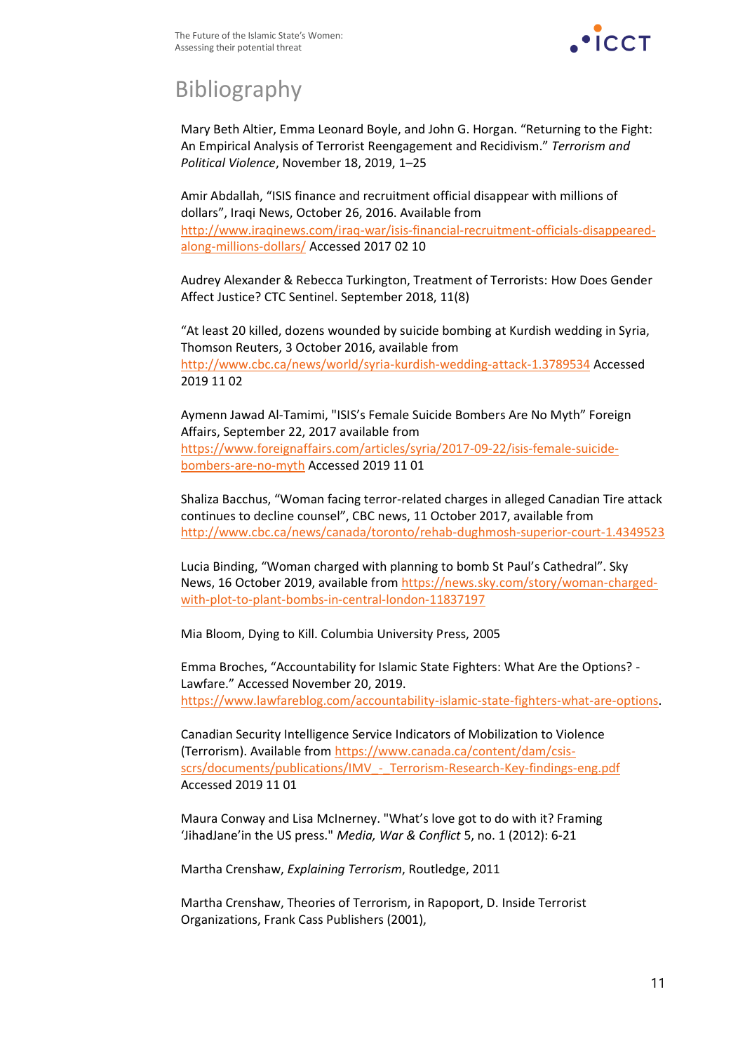# Bibliography

Mary Beth Altier, Emma Leonard Boyle, and John G. Horgan. "Returning to the Fight: An Empirical Analysis of Terrorist Reengagement and Recidivism." *Terrorism and Political Violence*, November 18, 2019, 1–25

Amir Abdallah, "ISIS finance and recruitment official disappear with millions of dollars", Iraqi News, October 26, 2016. Available from http://www.iraqinews.com/iraq-war/isis-financial-recruitment-officials-disappeared-along-millions-dollars/ Accessed 2017 02 10

Audrey Alexander & Rebecca Turkington, Treatment of Terrorists: How Does Gender Affect Justice? CTC Sentinel. September 2018, 11(8)

"At least 20 killed, dozens wounded by suicide bombing at Kurdish wedding in Syria, Thomson Reuters, 3 October 2016, available from http://www.cbc.ca/news/world/syria-kurdish-wedding-attack-1.3789534 Accessed 2019 11 02

Aymenn Jawad Al-Tamimi, "ISIS's Female Suicide Bombers Are No Myth" Foreign Affairs, September 22, 2017 available from https://www.foreignaffairs.com/articles/syria/2017-09-22/isis-female-suicide-bombers-are-no-myth Accessed 2019 11 01

Shaliza Bacchus, "Woman facing terror-related charges in alleged Canadian Tire attack continues to decline counsel", CBC news, 11 October 2017, available from http://www.cbc.ca/news/canada/toronto/rehab-dughmosh-superior-court-1.4349523

Lucia Binding, "Woman charged with planning to bomb St Paul's Cathedral". Sky News, 16 October 2019, available from https://news.sky.com/story/woman-charged-with-plot-to-plant-bombs-in-central-london-11837197

Mia Bloom, Dying to Kill. Columbia University Press, 2005

Emma Broches, "Accountability for Islamic State Fighters: What Are the Options? - Lawfare." Accessed November 20, 2019. https://www.lawfareblog.com/accountability-islamic-state-fighters-what-are-options.

Canadian Security Intelligence Service Indicators of Mobilization to Violence (Terrorism). Available from https://www.canada.ca/content/dam/csis-scrs/documents/publications/IMV_-_Terrorism-Research-Key-findings-eng.pdf Accessed 2019 11 01

Maura Conway and Lisa McInerney. "What's love got to do with it? Framing 'JihadJane'in the US press." *Media, War & Conflict* 5, no. 1 (2012): 6-21

Martha Crenshaw, *Explaining Terrorism*, Routledge, 2011

Martha Crenshaw, Theories of Terrorism, in Rapoport, D. Inside Terrorist Organizations, Frank Cass Publishers (2001),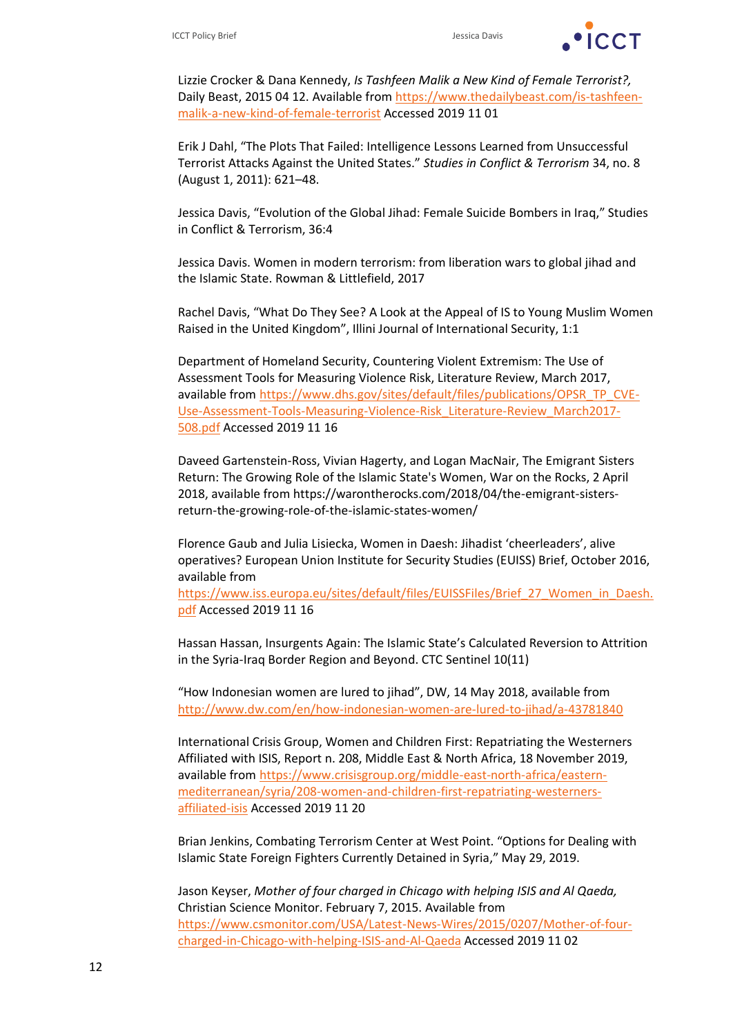Lizzie Crocker & Dana Kennedy, *Is Tashfeen Malik a New Kind of Female Terrorist?,* Daily Beast, 2015 04 12. Available from https://www.thedailybeast.com/is-tashfeen-malik-a-new-kind-of-female-terrorist Accessed 2019 11 01

Erik J Dahl, "The Plots That Failed: Intelligence Lessons Learned from Unsuccessful Terrorist Attacks Against the United States." *Studies in Conflict & Terrorism* 34, no. 8 (August 1, 2011): 621–48.

Jessica Davis, "Evolution of the Global Jihad: Female Suicide Bombers in Iraq," Studies in Conflict & Terrorism, 36:4

Jessica Davis. Women in modern terrorism: from liberation wars to global jihad and the Islamic State. Rowman & Littlefield, 2017

Rachel Davis, "What Do They See? A Look at the Appeal of IS to Young Muslim Women Raised in the United Kingdom", Illini Journal of International Security, 1:1

Department of Homeland Security, Countering Violent Extremism: The Use of Assessment Tools for Measuring Violence Risk, Literature Review, March 2017, available from https://www.dhs.gov/sites/default/files/publications/OPSR_TP_CVE-Use-Assessment-Tools-Measuring-Violence-Risk_Literature-Review_March2017-508.pdf Accessed 2019 11 16

Daveed Gartenstein-Ross, Vivian Hagerty, and Logan MacNair, The Emigrant Sisters Return: The Growing Role of the Islamic State's Women, War on the Rocks, 2 April 2018, available from https://warontherocks.com/2018/04/the-emigrant-sisters-return-the-growing-role-of-the-islamic-states-women/

Florence Gaub and Julia Lisiecka, Women in Daesh: Jihadist 'cheerleaders', alive operatives? European Union Institute for Security Studies (EUISS) Brief, October 2016, available from https://www.iss.europa.eu/sites/default/files/EUISSFiles/Brief_27_Women_in_Daesh.pdf Accessed 2019 11 16

Hassan Hassan, Insurgents Again: The Islamic State's Calculated Reversion to Attrition in the Syria-Iraq Border Region and Beyond. CTC Sentinel 10(11)

"How Indonesian women are lured to jihad", DW, 14 May 2018, available from http://www.dw.com/en/how-indonesian-women-are-lured-to-jihad/a-43781840

International Crisis Group, Women and Children First: Repatriating the Westerners Affiliated with ISIS, Report n. 208, Middle East & North Africa, 18 November 2019, available from https://www.crisisgroup.org/middle-east-north-africa/eastern-mediterranean/syria/208-women-and-children-first-repatriating-westerners-affiliated-isis Accessed 2019 11 20

Brian Jenkins, Combating Terrorism Center at West Point. "Options for Dealing with Islamic State Foreign Fighters Currently Detained in Syria," May 29, 2019.

Jason Keyser, *Mother of four charged in Chicago with helping ISIS and Al Qaeda,* Christian Science Monitor. February 7, 2015. Available from https://www.csmonitor.com/USA/Latest-News-Wires/2015/0207/Mother-of-four-charged-in-Chicago-with-helping-ISIS-and-Al-Qaeda Accessed 2019 11 02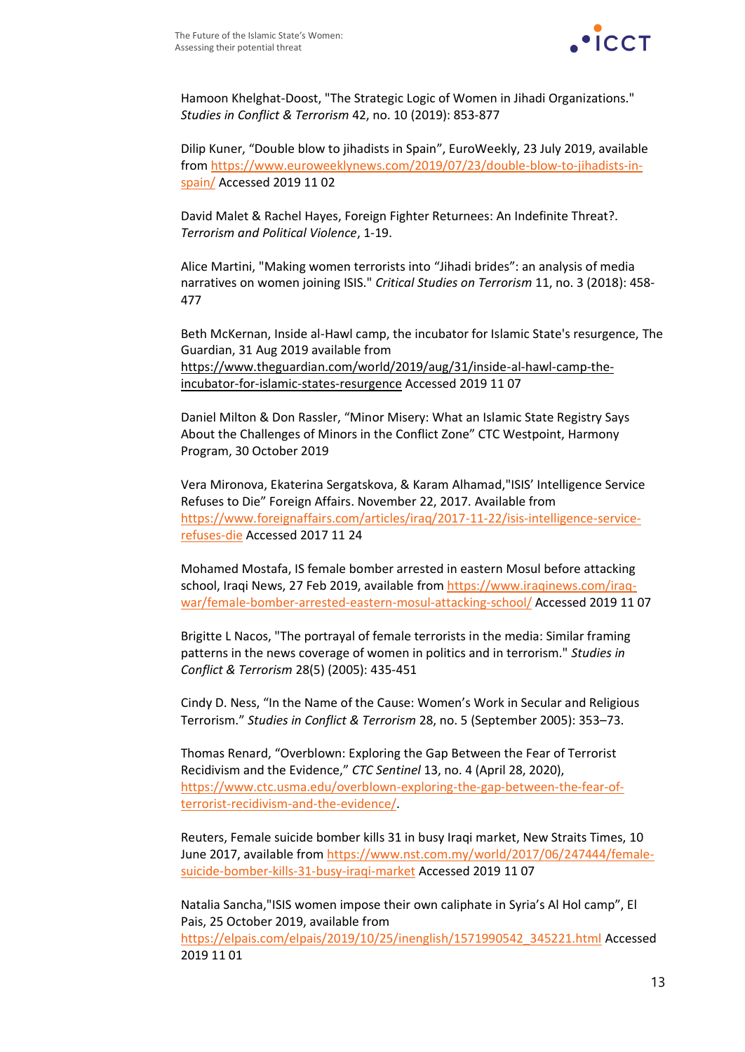Hamoon Khelghat-Doost, "The Strategic Logic of Women in Jihadi Organizations." *Studies in Conflict & Terrorism* 42, no. 10 (2019): 853-877

Dilip Kuner, “Double blow to jihadists in Spain”, EuroWeekly, 23 July 2019, available from https://www.euroweeklynews.com/2019/07/23/double-blow-to-jihadists-in-spain/ Accessed 2019 11 02

David Malet & Rachel Hayes, Foreign Fighter Returnees: An Indefinite Threat?. *Terrorism and Political Violence*, 1-19.

Alice Martini, "Making women terrorists into “Jihadi brides”: an analysis of media narratives on women joining ISIS." *Critical Studies on Terrorism* 11, no. 3 (2018): 458-477

Beth McKernan, Inside al-Hawl camp, the incubator for Islamic State's resurgence, The Guardian, 31 Aug 2019 available from https://www.theguardian.com/world/2019/aug/31/inside-al-hawl-camp-the-incubator-for-islamic-states-resurgence Accessed 2019 11 07

Daniel Milton & Don Rassler, “Minor Misery: What an Islamic State Registry Says About the Challenges of Minors in the Conflict Zone” CTC Westpoint, Harmony Program, 30 October 2019

Vera Mironova, Ekaterina Sergatskova, & Karam Alhamad,"ISIS’ Intelligence Service Refuses to Die” Foreign Affairs. November 22, 2017. Available from https://www.foreignaffairs.com/articles/iraq/2017-11-22/isis-intelligence-service-refuses-die Accessed 2017 11 24

Mohamed Mostafa, IS female bomber arrested in eastern Mosul before attacking school, Iraqi News, 27 Feb 2019, available from https://www.iraqinews.com/iraq-war/female-bomber-arrested-eastern-mosul-attacking-school/ Accessed 2019 11 07

Brigitte L Nacos, "The portrayal of female terrorists in the media: Similar framing patterns in the news coverage of women in politics and in terrorism." *Studies in Conflict & Terrorism* 28(5) (2005): 435-451

Cindy D. Ness, “In the Name of the Cause: Women’s Work in Secular and Religious Terrorism.” *Studies in Conflict & Terrorism* 28, no. 5 (September 2005): 353–73.

Thomas Renard, “Overblown: Exploring the Gap Between the Fear of Terrorist Recidivism and the Evidence,” *CTC Sentinel* 13, no. 4 (April 28, 2020), https://www.ctc.usma.edu/overblown-exploring-the-gap-between-the-fear-of-terrorist-recidivism-and-the-evidence/.

Reuters, Female suicide bomber kills 31 in busy Iraqi market, New Straits Times, 10 June 2017, available from https://www.nst.com.my/world/2017/06/247444/female-suicide-bomber-kills-31-busy-iraqi-market Accessed 2019 11 07

Natalia Sancha,"ISIS women impose their own caliphate in Syria’s Al Hol camp", El Pais, 25 October 2019, available from https://elpais.com/elpais/2019/10/25/inenglish/1571990542_345221.html Accessed 2019 11 01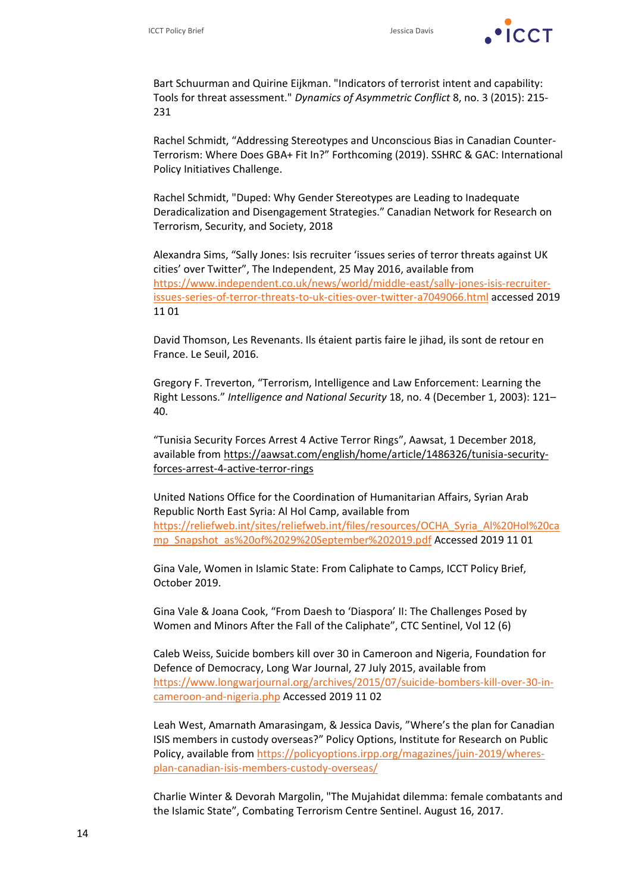Bart Schuurman and Quirine Eijkman. "Indicators of terrorist intent and capability: Tools for threat assessment." *Dynamics of Asymmetric Conflict* 8, no. 3 (2015): 215-231

Rachel Schmidt, "Addressing Stereotypes and Unconscious Bias in Canadian Counter-Terrorism: Where Does GBA+ Fit In?" Forthcoming (2019). SSHRC & GAC: International Policy Initiatives Challenge.

Rachel Schmidt, "Duped: Why Gender Stereotypes are Leading to Inadequate Deradicalization and Disengagement Strategies." Canadian Network for Research on Terrorism, Security, and Society, 2018

Alexandra Sims, "Sally Jones: Isis recruiter 'issues series of terror threats against UK cities' over Twitter", The Independent, 25 May 2016, available from https://www.independent.co.uk/news/world/middle-east/sally-jones-isis-recruiter-issues-series-of-terror-threats-to-uk-cities-over-twitter-a7049066.html accessed 2019 11 01

David Thomson, Les Revenants. Ils étaient partis faire le jihad, ils sont de retour en France. Le Seuil, 2016.

Gregory F. Treverton, "Terrorism, Intelligence and Law Enforcement: Learning the Right Lessons." *Intelligence and National Security* 18, no. 4 (December 1, 2003): 121–40.

"Tunisia Security Forces Arrest 4 Active Terror Rings", Aawsat, 1 December 2018, available from https://aawsat.com/english/home/article/1486326/tunisia-security-forces-arrest-4-active-terror-rings

United Nations Office for the Coordination of Humanitarian Affairs, Syrian Arab Republic North East Syria: Al Hol Camp, available from https://reliefweb.int/sites/reliefweb.int/files/resources/OCHA_Syria_Al%20Hol%20camp_Snapshot_as%20of%2029%20September%202019.pdf Accessed 2019 11 01

Gina Vale, Women in Islamic State: From Caliphate to Camps, ICCT Policy Brief, October 2019.

Gina Vale & Joana Cook, "From Daesh to 'Diaspora' II: The Challenges Posed by Women and Minors After the Fall of the Caliphate", CTC Sentinel, Vol 12 (6)

Caleb Weiss, Suicide bombers kill over 30 in Cameroon and Nigeria, Foundation for Defence of Democracy, Long War Journal, 27 July 2015, available from https://www.longwarjournal.org/archives/2015/07/suicide-bombers-kill-over-30-in-cameroon-and-nigeria.php Accessed 2019 11 02

Leah West, Amarnath Amarasingam, & Jessica Davis, "Where's the plan for Canadian ISIS members in custody overseas?" Policy Options, Institute for Research on Public Policy, available from https://policyoptions.irpp.org/magazines/juin-2019/wheres-plan-canadian-isis-members-custody-overseas/

Charlie Winter & Devorah Margolin, "The Mujahidat dilemma: female combatants and the Islamic State", Combating Terrorism Centre Sentinel. August 16, 2017.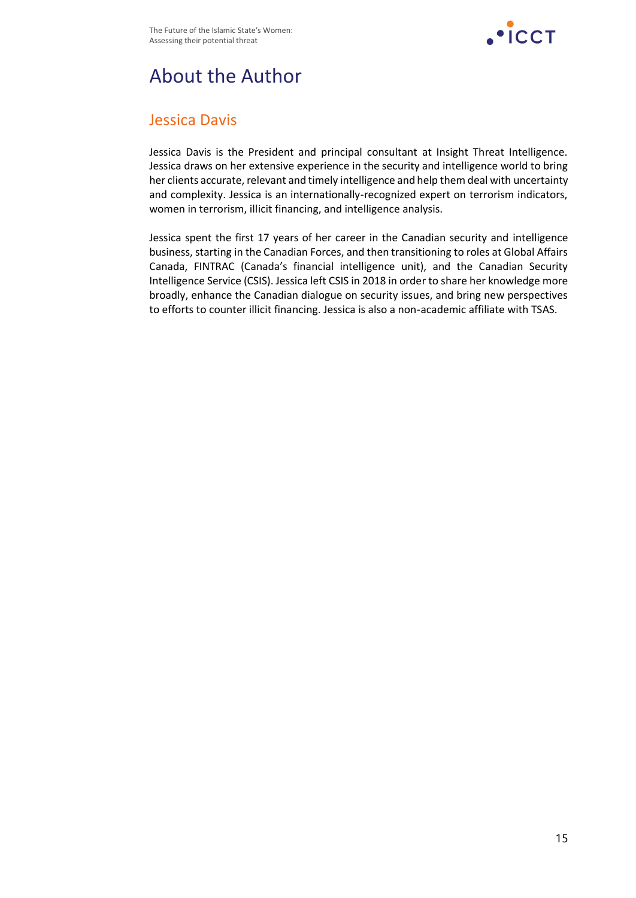# About the Author

## Jessica Davis

Jessica Davis is the President and principal consultant at Insight Threat Intelligence. Jessica draws on her extensive experience in the security and intelligence world to bring her clients accurate, relevant and timely intelligence and help them deal with uncertainty and complexity. Jessica is an internationally-recognized expert on terrorism indicators, women in terrorism, illicit financing, and intelligence analysis.

Jessica spent the first 17 years of her career in the Canadian security and intelligence business, starting in the Canadian Forces, and then transitioning to roles at Global Affairs Canada, FINTRAC (Canada's financial intelligence unit), and the Canadian Security Intelligence Service (CSIS). Jessica left CSIS in 2018 in order to share her knowledge more broadly, enhance the Canadian dialogue on security issues, and bring new perspectives to efforts to counter illicit financing. Jessica is also a non-academic affiliate with TSAS.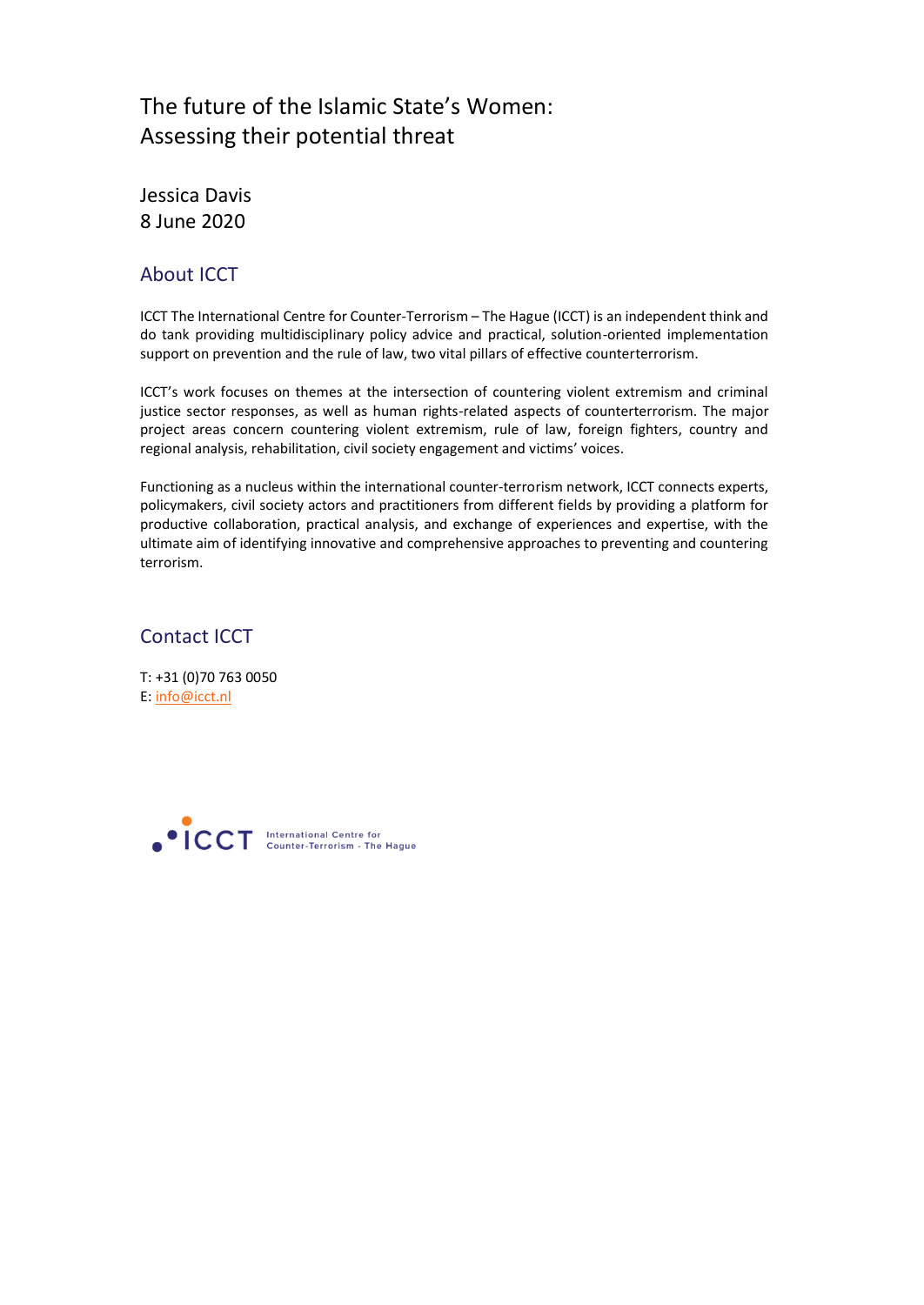The future of the Islamic State's Women: Assessing their potential threat

Jessica Davis
8 June 2020

## About ICCT

ICCT The International Centre for Counter-Terrorism – The Hague (ICCT) is an independent think and do tank providing multidisciplinary policy advice and practical, solution-oriented implementation support on prevention and the rule of law, two vital pillars of effective counterterrorism.

ICCT's work focuses on themes at the intersection of countering violent extremism and criminal justice sector responses, as well as human rights-related aspects of counterterrorism. The major project areas concern countering violent extremism, rule of law, foreign fighters, country and regional analysis, rehabilitation, civil society engagement and victims' voices.

Functioning as a nucleus within the international counter-terrorism network, ICCT connects experts, policymakers, civil society actors and practitioners from different fields by providing a platform for productive collaboration, practical analysis, and exchange of experiences and expertise, with the ultimate aim of identifying innovative and comprehensive approaches to preventing and countering terrorism.

## Contact ICCT

T: +31 (0)70 763 0050
E: info@icct.nl

ICCT International Centre for Counter-Terrorism - The Hague